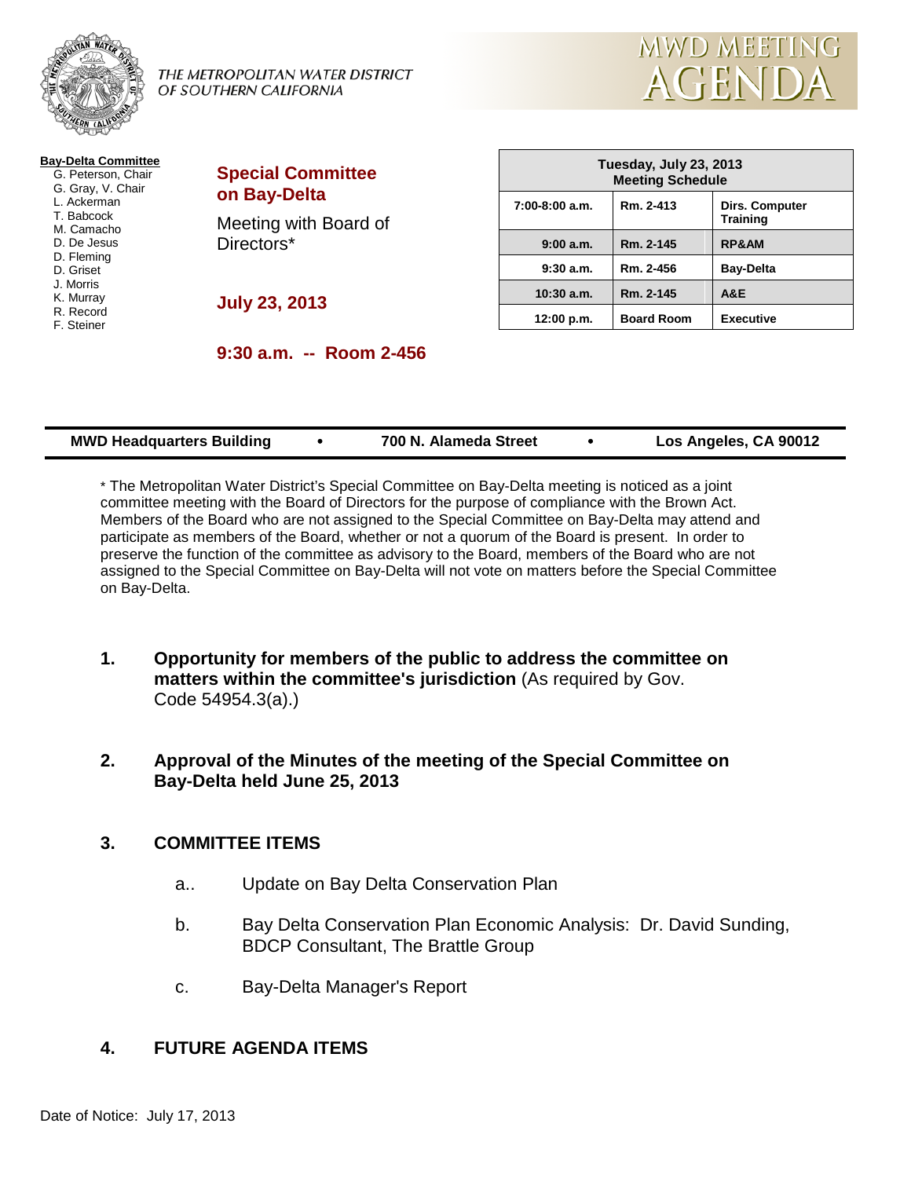THE METROPOLITAN WATER DISTRICT OF SOUTHERN CALIFORNIA

# MWD MEETING AGENDA

**Bay-Delta Committee**
- G. Peterson, Chair
- G. Gray, V. Chair
- L. Ackerman
- T. Babcock
- M. Camacho
- D. De Jesus
- D. Fleming
- D. Griset
- J. Morris
- K. Murray
- R. Record
- F. Steiner

## Special Committee on Bay-Delta

Meeting with Board of Directors*

**July 23, 2013**

**9:30 a.m. -- Room 2-456**

| Tuesday, July 23, 2013 Meeting Schedule | | |
|---|---|---|
| 7:00-8:00 a.m. | Rm. 2-413 | Dirs. Computer Training |
| 9:00 a.m. | Rm. 2-145 | RP&AM |
| 9:30 a.m. | Rm. 2-456 | Bay-Delta |
| 10:30 a.m. | Rm. 2-145 | A&E |
| 12:00 p.m. | Board Room | Executive |

**MWD Headquarters Building • 700 N. Alameda Street • Los Angeles, CA 90012**

* The Metropolitan Water District's Special Committee on Bay-Delta meeting is noticed as a joint committee meeting with the Board of Directors for the purpose of compliance with the Brown Act. Members of the Board who are not assigned to the Special Committee on Bay-Delta may attend and participate as members of the Board, whether or not a quorum of the Board is present. In order to preserve the function of the committee as advisory to the Board, members of the Board who are not assigned to the Special Committee on Bay-Delta will not vote on matters before the Special Committee on Bay-Delta.

1. **Opportunity for members of the public to address the committee on matters within the committee's jurisdiction** (As required by Gov. Code 54954.3(a).)

2. **Approval of the Minutes of the meeting of the Special Committee on Bay-Delta held June 25, 2013**

3. **COMMITTEE ITEMS**

   a.. Update on Bay Delta Conservation Plan

   b. Bay Delta Conservation Plan Economic Analysis: Dr. David Sunding, BDCP Consultant, The Brattle Group

   c. Bay-Delta Manager's Report

4. **FUTURE AGENDA ITEMS**

Date of Notice: July 17, 2013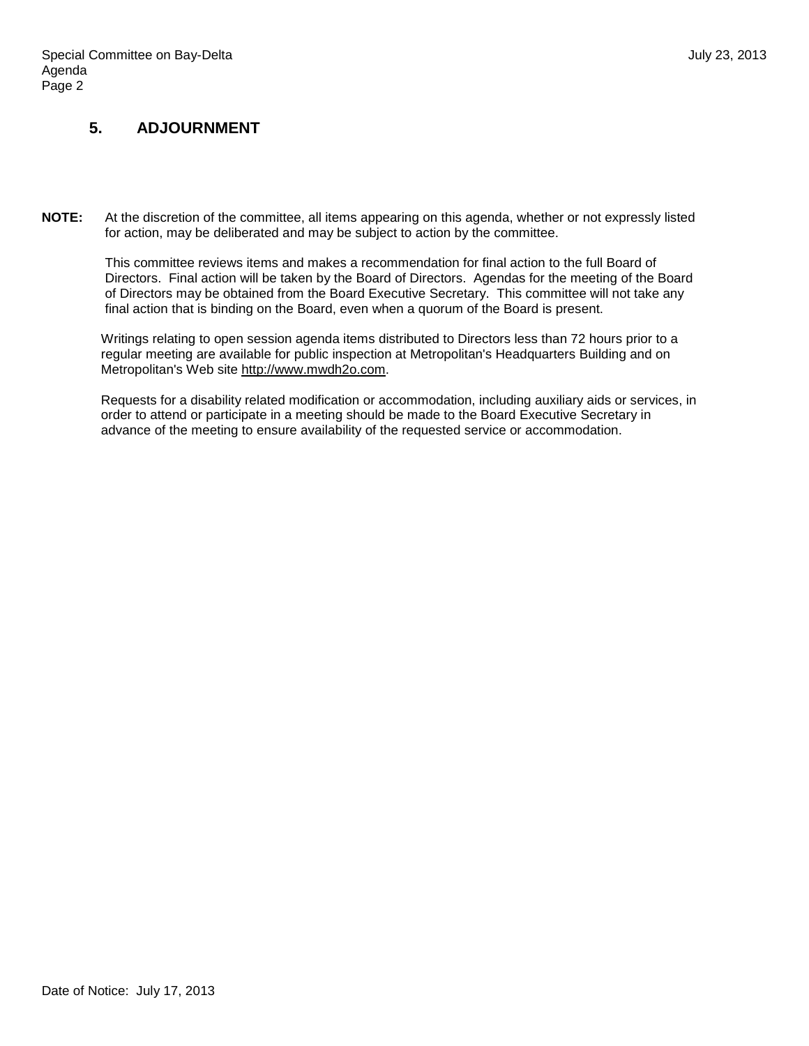## 5. ADJOURNMENT

**NOTE:** At the discretion of the committee, all items appearing on this agenda, whether or not expressly listed for action, may be deliberated and may be subject to action by the committee.

This committee reviews items and makes a recommendation for final action to the full Board of Directors. Final action will be taken by the Board of Directors. Agendas for the meeting of the Board of Directors may be obtained from the Board Executive Secretary. This committee will not take any final action that is binding on the Board, even when a quorum of the Board is present.

Writings relating to open session agenda items distributed to Directors less than 72 hours prior to a regular meeting are available for public inspection at Metropolitan's Headquarters Building and on Metropolitan's Web site http://www.mwdh2o.com.

Requests for a disability related modification or accommodation, including auxiliary aids or services, in order to attend or participate in a meeting should be made to the Board Executive Secretary in advance of the meeting to ensure availability of the requested service or accommodation.

Date of Notice: July 17, 2013